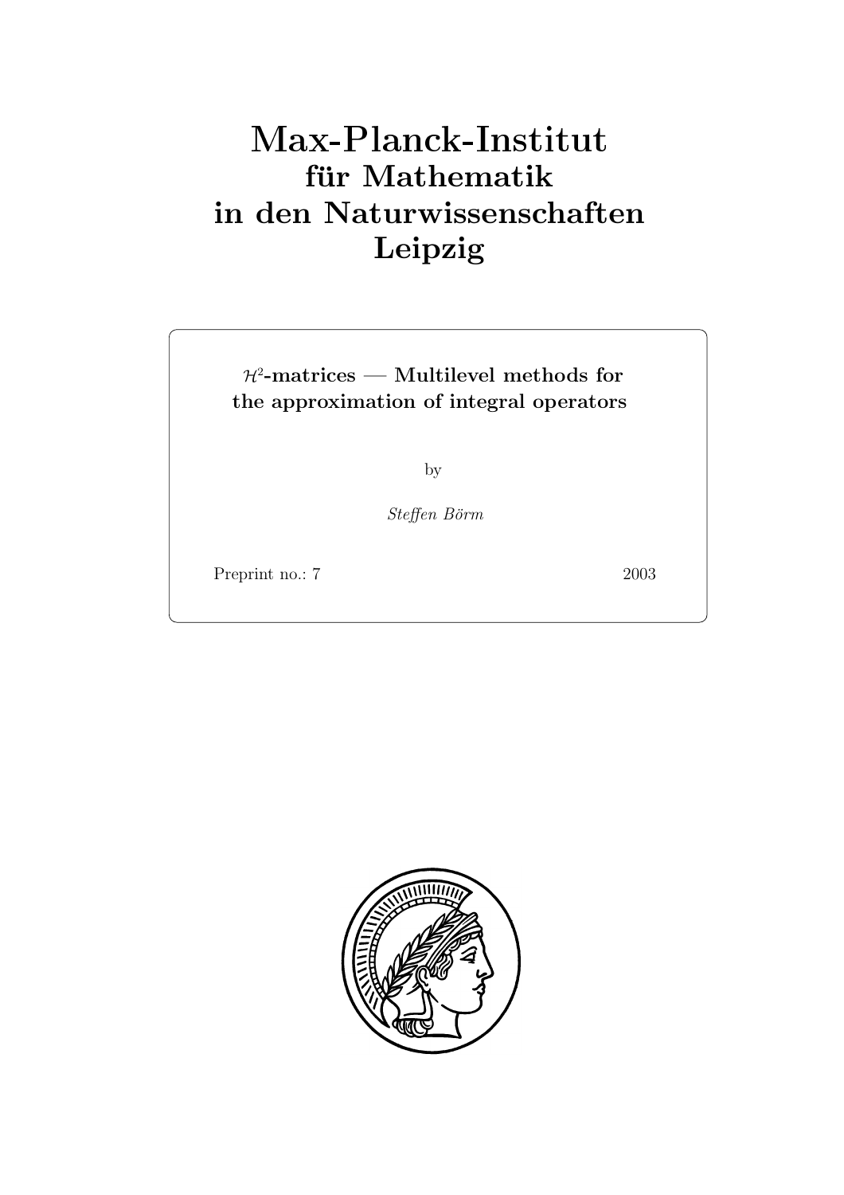# Max-Planck-Institut
## für Mathematik
## in den Naturwissenschaften
## Leipzig

**$\mathcal{H}^2$-matrices — Multilevel methods for the approximation of integral operators**

by

*Steffen Börm*

Preprint no.: 7 2003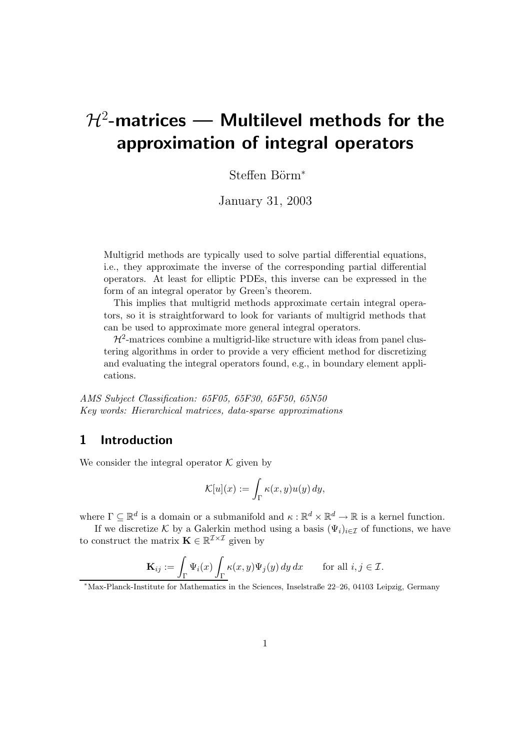# $\mathcal{H}^2$-matrices — Multilevel methods for the approximation of integral operators

Steffen Börm[*]

January 31, 2003

Multigrid methods are typically used to solve partial differential equations, i.e., they approximate the inverse of the corresponding partial differential operators. At least for elliptic PDEs, this inverse can be expressed in the form of an integral operator by Green's theorem.

This implies that multigrid methods approximate certain integral operators, so it is straightforward to look for variants of multigrid methods that can be used to approximate more general integral operators.

$\mathcal{H}^2$-matrices combine a multigrid-like structure with ideas from panel clustering algorithms in order to provide a very efficient method for discretizing and evaluating the integral operators found, e.g., in boundary element applications.

*AMS Subject Classification: 65F05, 65F30, 65F50, 65N50*
*Key words: Hierarchical matrices, data-sparse approximations*

## 1 Introduction

We consider the integral operator $\mathcal{K}$ given by

$$\mathcal{K}[u](x) := \int_\Gamma \kappa(x,y) u(y) \, dy,$$

where $\Gamma \subseteq \mathbb{R}^d$ is a domain or a submanifold and $\kappa : \mathbb{R}^d \times \mathbb{R}^d \to \mathbb{R}$ is a kernel function.

If we discretize $\mathcal{K}$ by a Galerkin method using a basis $(\Psi_i)_{i \in \mathcal{I}}$ of functions, we have to construct the matrix $\mathbf{K} \in \mathbb{R}^{\mathcal{I} \times \mathcal{I}}$ given by

$$\mathbf{K}_{ij} := \int_\Gamma \Psi_i(x) \int_\Gamma \kappa(x,y) \Psi_j(y) \, dy \, dx \qquad \text{for all } i, j \in \mathcal{I}.$$

[*] Max-Planck-Institute for Mathematics in the Sciences, Inselstraße 22–26, 04103 Leipzig, Germany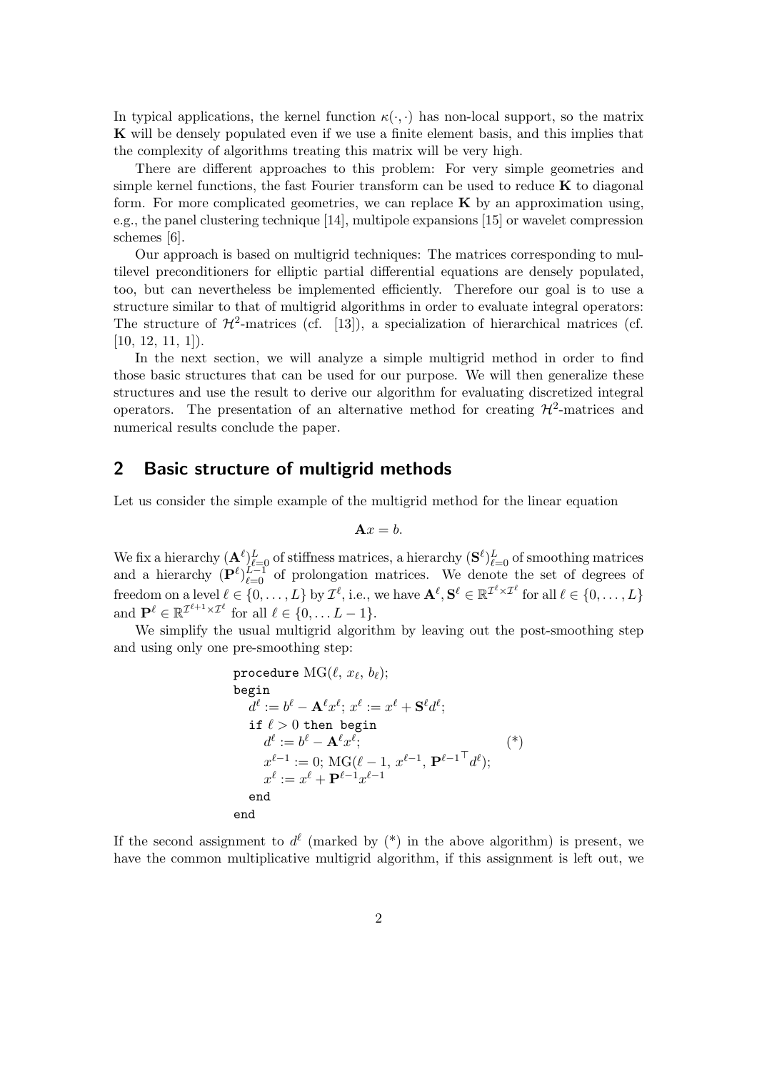In typical applications, the kernel function $\kappa(\cdot,\cdot)$ has non-local support, so the matrix $\mathbf{K}$ will be densely populated even if we use a finite element basis, and this implies that the complexity of algorithms treating this matrix will be very high.

There are different approaches to this problem: For very simple geometries and simple kernel functions, the fast Fourier transform can be used to reduce $\mathbf{K}$ to diagonal form. For more complicated geometries, we can replace $\mathbf{K}$ by an approximation using, e.g., the panel clustering technique [14], multipole expansions [15] or wavelet compression schemes [6].

Our approach is based on multigrid techniques: The matrices corresponding to multilevel preconditioners for elliptic partial differential equations are densely populated, too, but can nevertheless be implemented efficiently. Therefore our goal is to use a structure similar to that of multigrid algorithms in order to evaluate integral operators: The structure of $\mathcal{H}^2$-matrices (cf. [13]), a specialization of hierarchical matrices (cf. [10, 12, 11, 1]).

In the next section, we will analyze a simple multigrid method in order to find those basic structures that can be used for our purpose. We will then generalize these structures and use the result to derive our algorithm for evaluating discretized integral operators. The presentation of an alternative method for creating $\mathcal{H}^2$-matrices and numerical results conclude the paper.

## 2 Basic structure of multigrid methods

Let us consider the simple example of the multigrid method for the linear equation

$$\mathbf{A}x = b.$$

We fix a hierarchy $(\mathbf{A}^\ell)_{\ell=0}^L$ of stiffness matrices, a hierarchy $(\mathbf{S}^\ell)_{\ell=0}^L$ of smoothing matrices and a hierarchy $(\mathbf{P}^\ell)_{\ell=0}^{L-1}$ of prolongation matrices. We denote the set of degrees of freedom on a level $\ell \in \{0,\ldots,L\}$ by $\mathcal{I}^\ell$, i.e., we have $\mathbf{A}^\ell, \mathbf{S}^\ell \in \mathbb{R}^{\mathcal{I}^\ell \times \mathcal{I}^\ell}$ for all $\ell \in \{0,\ldots,L\}$ and $\mathbf{P}^\ell \in \mathbb{R}^{\mathcal{I}^{\ell+1} \times \mathcal{I}^\ell}$ for all $\ell \in \{0,\ldots L-1\}$.

We simplify the usual multigrid algorithm by leaving out the post-smoothing step and using only one pre-smoothing step:

```
procedure MG(ℓ, x_ℓ, b_ℓ);
begin
   d^ℓ := b^ℓ − A^ℓ x^ℓ; x^ℓ := x^ℓ + S^ℓ d^ℓ;
   if ℓ > 0 then begin
      d^ℓ := b^ℓ − A^ℓ x^ℓ;                          (*)
      x^{ℓ−1} := 0; MG(ℓ − 1, x^{ℓ−1}, P^{ℓ−1}ᵀ d^ℓ);
      x^ℓ := x^ℓ + P^{ℓ−1} x^{ℓ−1}
   end
end
```

If the second assignment to $d^\ell$ (marked by (*) in the above algorithm) is present, we have the common multiplicative multigrid algorithm, if this assignment is left out, we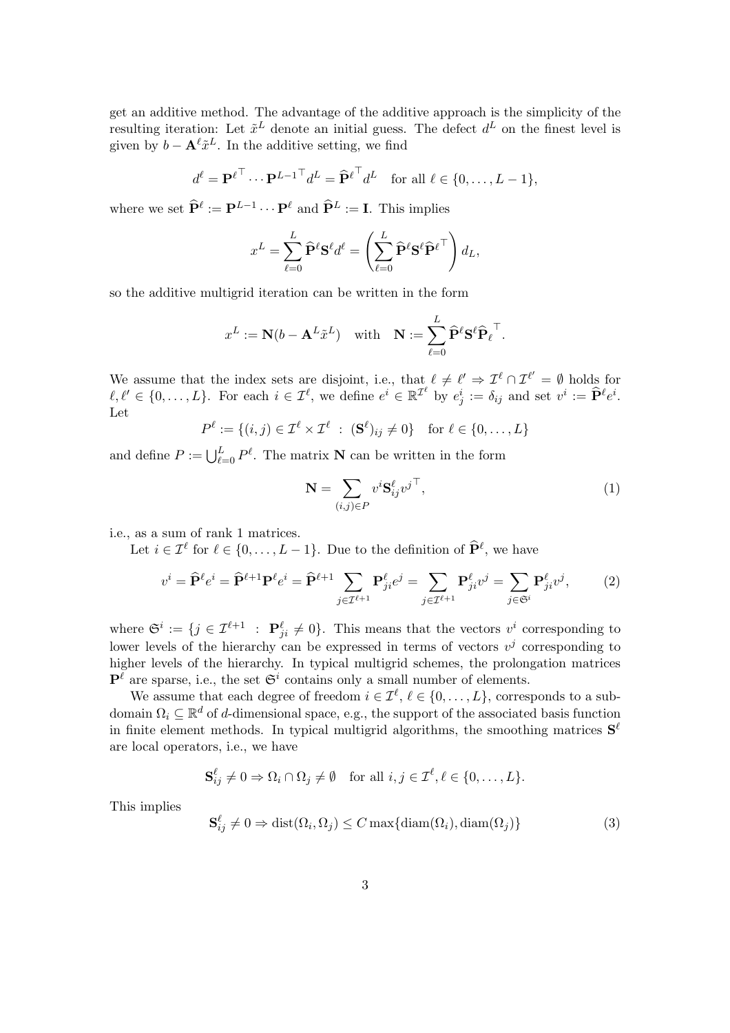get an additive method. The advantage of the additive approach is the simplicity of the resulting iteration: Let $\tilde{x}^L$ denote an initial guess. The defect $d^L$ on the finest level is given by $b - \mathbf{A}^\ell \tilde{x}^L$. In the additive setting, we find

$$d^\ell = \mathbf{P}^{\ell\top} \cdots \mathbf{P}^{L-1\top} d^L = \widehat{\mathbf{P}}^{\ell\top} d^L \quad \text{for all } \ell \in \{0, \dots, L-1\},$$

where we set $\widehat{\mathbf{P}}^\ell := \mathbf{P}^{L-1} \cdots \mathbf{P}^\ell$ and $\widehat{\mathbf{P}}^L := \mathbf{I}$. This implies

$$x^L = \sum_{\ell=0}^{L} \widehat{\mathbf{P}}^\ell \mathbf{S}^\ell d^\ell = \left( \sum_{\ell=0}^{L} \widehat{\mathbf{P}}^\ell \mathbf{S}^\ell \widehat{\mathbf{P}}^{\ell\top} \right) d_L,$$

so the additive multigrid iteration can be written in the form

$$x^L := \mathbf{N}(b - \mathbf{A}^L \tilde{x}^L) \quad \text{with} \quad \mathbf{N} := \sum_{\ell=0}^{L} \widehat{\mathbf{P}}^\ell \mathbf{S}^\ell \widehat{\mathbf{P}}_\ell^{\top}.$$

We assume that the index sets are disjoint, i.e., that $\ell \neq \ell' \Rightarrow \mathcal{I}^\ell \cap \mathcal{I}^{\ell'} = \emptyset$ holds for $\ell, \ell' \in \{0, \dots, L\}$. For each $i \in \mathcal{I}^\ell$, we define $e^i \in \mathbb{R}^{\mathcal{I}^\ell}$ by $e^i_j := \delta_{ij}$ and set $v^i := \widehat{\mathbf{P}}^\ell e^i$. Let

$$P^\ell := \{(i,j) \in \mathcal{I}^\ell \times \mathcal{I}^\ell \;:\; (\mathbf{S}^\ell)_{ij} \neq 0\} \quad \text{for } \ell \in \{0, \dots, L\}$$

and define $P := \bigcup_{\ell=0}^{L} P^\ell$. The matrix $\mathbf{N}$ can be written in the form

$$\mathbf{N} = \sum_{(i,j) \in P} v^i \mathbf{S}^\ell_{ij} v^{j\top}, \tag{1}$$

i.e., as a sum of rank 1 matrices.

Let $i \in \mathcal{I}^\ell$ for $\ell \in \{0, \dots, L-1\}$. Due to the definition of $\widehat{\mathbf{P}}^\ell$, we have

$$v^i = \widehat{\mathbf{P}}^\ell e^i = \widehat{\mathbf{P}}^{\ell+1} \mathbf{P}^\ell e^i = \widehat{\mathbf{P}}^{\ell+1} \sum_{j \in \mathcal{I}^{\ell+1}} \mathbf{P}^\ell_{ji} e^j = \sum_{j \in \mathcal{I}^{\ell+1}} \mathbf{P}^\ell_{ji} v^j = \sum_{j \in \mathfrak{S}^i} \mathbf{P}^\ell_{ji} v^j, \tag{2}$$

where $\mathfrak{S}^i := \{j \in \mathcal{I}^{\ell+1} \;:\; \mathbf{P}^\ell_{ji} \neq 0\}$. This means that the vectors $v^i$ corresponding to lower levels of the hierarchy can be expressed in terms of vectors $v^j$ corresponding to higher levels of the hierarchy. In typical multigrid schemes, the prolongation matrices $\mathbf{P}^\ell$ are sparse, i.e., the set $\mathfrak{S}^i$ contains only a small number of elements.

We assume that each degree of freedom $i \in \mathcal{I}^\ell$, $\ell \in \{0, \dots, L\}$, corresponds to a subdomain $\Omega_i \subseteq \mathbb{R}^d$ of $d$-dimensional space, e.g., the support of the associated basis function in finite element methods. In typical multigrid algorithms, the smoothing matrices $\mathbf{S}^\ell$ are local operators, i.e., we have

$$\mathbf{S}^\ell_{ij} \neq 0 \Rightarrow \Omega_i \cap \Omega_j \neq \emptyset \quad \text{for all } i, j \in \mathcal{I}^\ell, \ell \in \{0, \dots, L\}.$$

This implies

$$\mathbf{S}^\ell_{ij} \neq 0 \Rightarrow \operatorname{dist}(\Omega_i, \Omega_j) \leq C \max\{\operatorname{diam}(\Omega_i), \operatorname{diam}(\Omega_j)\} \tag{3}$$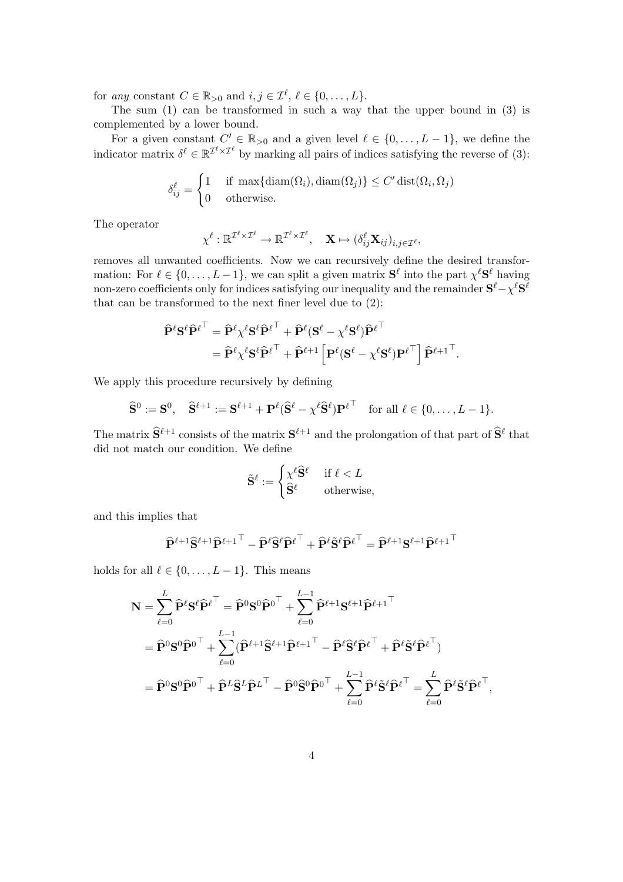for *any* constant $C \in \mathbb{R}_{>0}$ and $i, j \in \mathcal{I}^\ell$, $\ell \in \{0, \dots, L\}$.

The sum (1) can be transformed in such a way that the upper bound in (3) is complemented by a lower bound.

For a given constant $C' \in \mathbb{R}_{>0}$ and a given level $\ell \in \{0, \dots, L-1\}$, we define the indicator matrix $\delta^\ell \in \mathbb{R}^{\mathcal{I}^\ell \times \mathcal{I}^\ell}$ by marking all pairs of indices satisfying the reverse of (3):

$$\delta^\ell_{ij} = \begin{cases} 1 & \text{if } \max\{\operatorname{diam}(\Omega_i), \operatorname{diam}(\Omega_j)\} \leq C' \operatorname{dist}(\Omega_i, \Omega_j) \\ 0 & \text{otherwise.} \end{cases}$$

The operator

$$\chi^\ell : \mathbb{R}^{\mathcal{I}^\ell \times \mathcal{I}^\ell} \to \mathbb{R}^{\mathcal{I}^\ell \times \mathcal{I}^\ell}, \quad \mathbf{X} \mapsto (\delta^\ell_{ij} \mathbf{X}_{ij})_{i,j \in \mathcal{I}^\ell},$$

removes all unwanted coefficients. Now we can recursively define the desired transformation: For $\ell \in \{0, \dots, L-1\}$, we can split a given matrix $\mathbf{S}^\ell$ into the part $\chi^\ell \mathbf{S}^\ell$ having non-zero coefficients only for indices satisfying our inequality and the remainder $\mathbf{S}^\ell - \chi^\ell \mathbf{S}^\ell$ that can be transformed to the next finer level due to (2):

$$\begin{aligned}
\widehat{\mathbf{P}}^\ell \mathbf{S}^\ell \widehat{\mathbf{P}}^{\ell^\top} &= \widehat{\mathbf{P}}^\ell \chi^\ell \mathbf{S}^\ell \widehat{\mathbf{P}}^{\ell^\top} + \widehat{\mathbf{P}}^\ell (\mathbf{S}^\ell - \chi^\ell \mathbf{S}^\ell) \widehat{\mathbf{P}}^{\ell^\top} \\
&= \widehat{\mathbf{P}}^\ell \chi^\ell \mathbf{S}^\ell \widehat{\mathbf{P}}^{\ell^\top} + \widehat{\mathbf{P}}^{\ell+1} \left[ \mathbf{P}^\ell (\mathbf{S}^\ell - \chi^\ell \mathbf{S}^\ell) \mathbf{P}^{\ell^\top} \right] \widehat{\mathbf{P}}^{\ell+1^\top}.
\end{aligned}$$

We apply this procedure recursively by defining

$$\widehat{\mathbf{S}}^0 := \mathbf{S}^0, \quad \widehat{\mathbf{S}}^{\ell+1} := \mathbf{S}^{\ell+1} + \mathbf{P}^\ell (\widehat{\mathbf{S}}^\ell - \chi^\ell \widehat{\mathbf{S}}^\ell) \mathbf{P}^{\ell^\top} \quad \text{for all } \ell \in \{0, \dots, L-1\}.$$

The matrix $\widehat{\mathbf{S}}^{\ell+1}$ consists of the matrix $\mathbf{S}^{\ell+1}$ and the prolongation of that part of $\widehat{\mathbf{S}}^\ell$ that did not match our condition. We define

$$\tilde{\mathbf{S}}^\ell := \begin{cases} \chi^\ell \widehat{\mathbf{S}}^\ell & \text{if } \ell < L \\ \widehat{\mathbf{S}}^\ell & \text{otherwise,} \end{cases}$$

and this implies that

$$\widehat{\mathbf{P}}^{\ell+1} \widehat{\mathbf{S}}^{\ell+1} \widehat{\mathbf{P}}^{\ell+1^\top} - \widehat{\mathbf{P}}^\ell \widehat{\mathbf{S}}^\ell \widehat{\mathbf{P}}^{\ell^\top} + \widehat{\mathbf{P}}^\ell \tilde{\mathbf{S}}^\ell \widehat{\mathbf{P}}^{\ell^\top} = \widehat{\mathbf{P}}^{\ell+1} \mathbf{S}^{\ell+1} \widehat{\mathbf{P}}^{\ell+1^\top}$$

holds for all $\ell \in \{0, \dots, L-1\}$. This means

$$\begin{aligned}
\mathbf{N} &= \sum_{\ell=0}^{L} \widehat{\mathbf{P}}^\ell \mathbf{S}^\ell \widehat{\mathbf{P}}^{\ell^\top} = \widehat{\mathbf{P}}^0 \mathbf{S}^0 \widehat{\mathbf{P}}^{0^\top} + \sum_{\ell=0}^{L-1} \widehat{\mathbf{P}}^{\ell+1} \mathbf{S}^{\ell+1} \widehat{\mathbf{P}}^{\ell+1^\top} \\
&= \widehat{\mathbf{P}}^0 \mathbf{S}^0 \widehat{\mathbf{P}}^{0^\top} + \sum_{\ell=0}^{L-1} (\widehat{\mathbf{P}}^{\ell+1} \widehat{\mathbf{S}}^{\ell+1} \widehat{\mathbf{P}}^{\ell+1^\top} - \widehat{\mathbf{P}}^\ell \widehat{\mathbf{S}}^\ell \widehat{\mathbf{P}}^{\ell^\top} + \widehat{\mathbf{P}}^\ell \tilde{\mathbf{S}}^\ell \widehat{\mathbf{P}}^{\ell^\top}) \\
&= \widehat{\mathbf{P}}^0 \mathbf{S}^0 \widehat{\mathbf{P}}^{0^\top} + \widehat{\mathbf{P}}^L \widehat{\mathbf{S}}^L \widehat{\mathbf{P}}^{L^\top} - \widehat{\mathbf{P}}^0 \widehat{\mathbf{S}}^0 \widehat{\mathbf{P}}^{0^\top} + \sum_{\ell=0}^{L-1} \widehat{\mathbf{P}}^\ell \tilde{\mathbf{S}}^\ell \widehat{\mathbf{P}}^{\ell^\top} = \sum_{\ell=0}^{L} \widehat{\mathbf{P}}^\ell \tilde{\mathbf{S}}^\ell \widehat{\mathbf{P}}^{\ell^\top},
\end{aligned}$$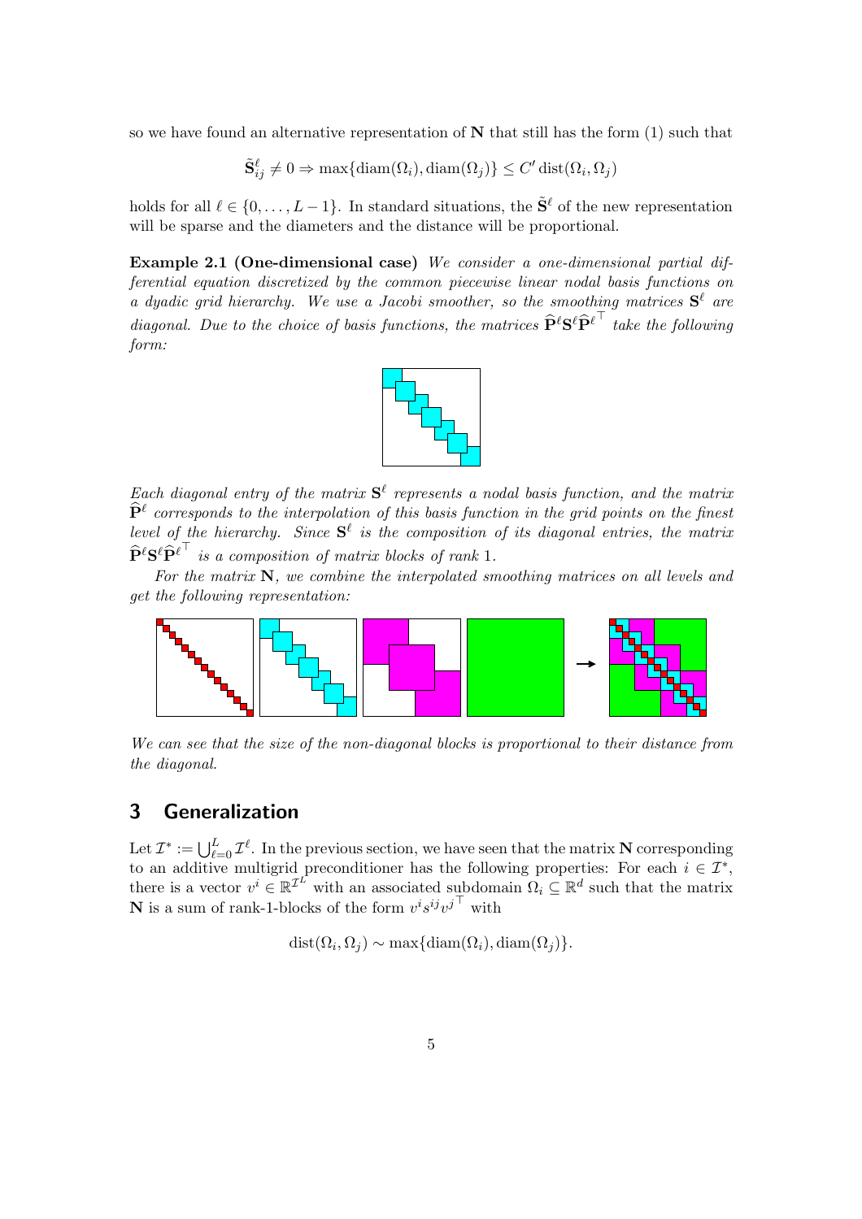so we have found an alternative representation of $\mathbf{N}$ that still has the form (1) such that

$$\tilde{\mathbf{S}}^{\ell}_{ij} \neq 0 \Rightarrow \max\{\operatorname{diam}(\Omega_i), \operatorname{diam}(\Omega_j)\} \leq C' \operatorname{dist}(\Omega_i, \Omega_j)$$

holds for all $\ell \in \{0, \ldots, L-1\}$. In standard situations, the $\tilde{\mathbf{S}}^{\ell}$ of the new representation will be sparse and the diameters and the distance will be proportional.

**Example 2.1 (One-dimensional case)** *We consider a one-dimensional partial differential equation discretized by the common piecewise linear nodal basis functions on a dyadic grid hierarchy. We use a Jacobi smoother, so the smoothing matrices $\mathbf{S}^{\ell}$ are diagonal. Due to the choice of basis functions, the matrices $\widehat{\mathbf{P}}^{\ell}\mathbf{S}^{\ell}\widehat{\mathbf{P}}^{\ell^{\top}}$ take the following form:*

*Each diagonal entry of the matrix $\mathbf{S}^{\ell}$ represents a nodal basis function, and the matrix $\widehat{\mathbf{P}}^{\ell}$ corresponds to the interpolation of this basis function in the grid points on the finest level of the hierarchy. Since $\mathbf{S}^{\ell}$ is the composition of its diagonal entries, the matrix $\widehat{\mathbf{P}}^{\ell}\mathbf{S}^{\ell}\widehat{\mathbf{P}}^{\ell^{\top}}$ is a composition of matrix blocks of rank 1.*

*For the matrix $\mathbf{N}$, we combine the interpolated smoothing matrices on all levels and get the following representation:*

*We can see that the size of the non-diagonal blocks is proportional to their distance from the diagonal.*

## 3 Generalization

Let $\mathcal{I}^* := \bigcup_{\ell=0}^{L} \mathcal{I}^{\ell}$. In the previous section, we have seen that the matrix $\mathbf{N}$ corresponding to an additive multigrid preconditioner has the following properties: For each $i \in \mathcal{I}^*$, there is a vector $v^i \in \mathbb{R}^{\mathcal{I}^L}$ with an associated subdomain $\Omega_i \subseteq \mathbb{R}^d$ such that the matrix $\mathbf{N}$ is a sum of rank-1-blocks of the form $v^i s^{ij} {v^j}^{\top}$ with

$$\operatorname{dist}(\Omega_i, \Omega_j) \sim \max\{\operatorname{diam}(\Omega_i), \operatorname{diam}(\Omega_j)\}.$$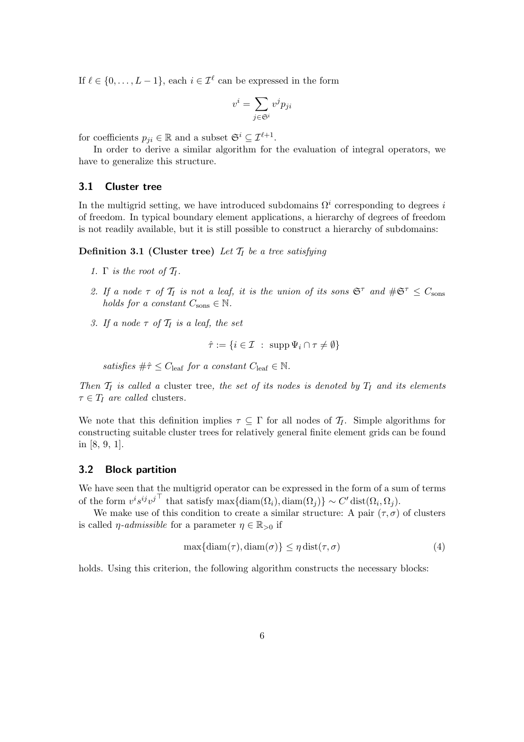If $\ell \in \{0, \ldots, L-1\}$, each $i \in \mathcal{I}^\ell$ can be expressed in the form

$$v^i = \sum_{j \in \mathfrak{S}^i} v^j p_{ji}$$

for coefficients $p_{ji} \in \mathbb{R}$ and a subset $\mathfrak{S}^i \subseteq \mathcal{I}^{\ell+1}$.

In order to derive a similar algorithm for the evaluation of integral operators, we have to generalize this structure.

### 3.1 Cluster tree

In the multigrid setting, we have introduced subdomains $\Omega^i$ corresponding to degrees $i$ of freedom. In typical boundary element applications, a hierarchy of degrees of freedom is not readily available, but it is still possible to construct a hierarchy of subdomains:

**Definition 3.1 (Cluster tree)** *Let $\mathcal{T}_I$ be a tree satisfying*

1. *$\Gamma$ is the root of $\mathcal{T}_I$.*
2. *If a node $\tau$ of $\mathcal{T}_I$ is not a leaf, it is the union of its sons $\mathfrak{S}^\tau$ and $\#\mathfrak{S}^\tau \leq C_{\mathrm{sons}}$ holds for a constant $C_{\mathrm{sons}} \in \mathbb{N}$.*
3. *If a node $\tau$ of $\mathcal{T}_I$ is a leaf, the set*

$$\hat{\tau} := \{i \in \mathcal{I} \ : \ \operatorname{supp} \Psi_i \cap \tau \neq \emptyset\}$$

*satisfies $\#\hat{\tau} \leq C_{\mathrm{leaf}}$ for a constant $C_{\mathrm{leaf}} \in \mathbb{N}$.*

*Then $\mathcal{T}_I$ is called a* cluster tree*, the set of its nodes is denoted by $T_I$ and its elements $\tau \in T_I$ are called* clusters*.*

We note that this definition implies $\tau \subseteq \Gamma$ for all nodes of $\mathcal{T}_I$. Simple algorithms for constructing suitable cluster trees for relatively general finite element grids can be found in [8, 9, 1].

### 3.2 Block partition

We have seen that the multigrid operator can be expressed in the form of a sum of terms of the form $v^i s^{ij} {v^j}^\top$ that satisfy $\max\{\operatorname{diam}(\Omega_i), \operatorname{diam}(\Omega_j)\} \sim C' \operatorname{dist}(\Omega_i, \Omega_j)$.

We make use of this condition to create a similar structure: A pair $(\tau, \sigma)$ of clusters is called *$\eta$-admissible* for a parameter $\eta \in \mathbb{R}_{>0}$ if

$$\max\{\operatorname{diam}(\tau), \operatorname{diam}(\sigma)\} \leq \eta \operatorname{dist}(\tau, \sigma) \tag{4}$$

holds. Using this criterion, the following algorithm constructs the necessary blocks: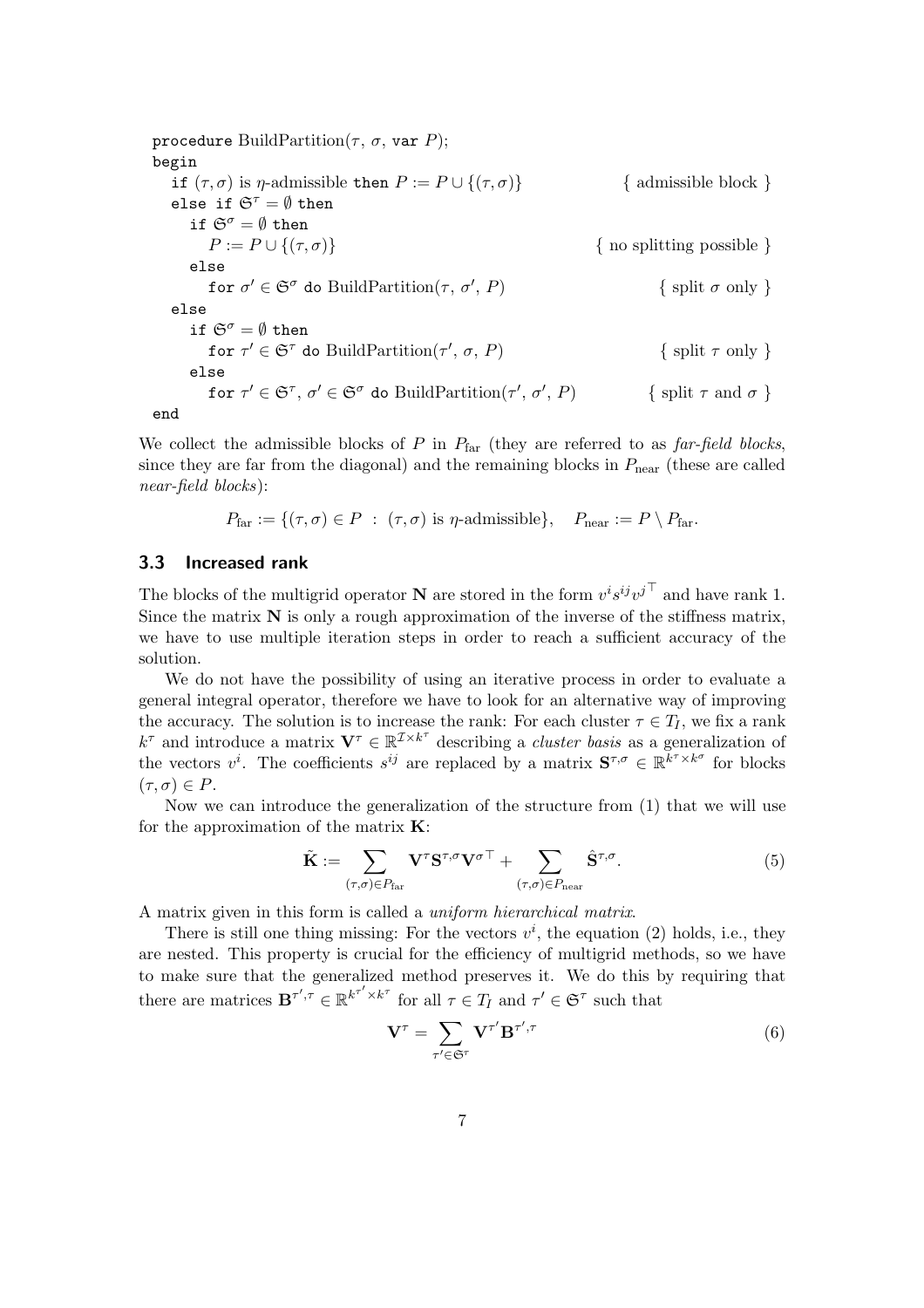```
procedure BuildPartition(τ, σ, var P);
begin
  if (τ, σ) is η-admissible then P := P ∪ {(τ, σ)}              { admissible block }
  else if 𝔖^τ = ∅ then
    if 𝔖^σ = ∅ then
      P := P ∪ {(τ, σ)}                                          { no splitting possible }
    else
      for σ' ∈ 𝔖^σ do BuildPartition(τ, σ', P)                   { split σ only }
  else
    if 𝔖^σ = ∅ then
      for τ' ∈ 𝔖^τ do BuildPartition(τ', σ, P)                   { split τ only }
    else
      for τ' ∈ 𝔖^τ, σ' ∈ 𝔖^σ do BuildPartition(τ', σ', P)        { split τ and σ }
end
```

We collect the admissible blocks of $P$ in $P_{\mathrm{far}}$ (they are referred to as *far-field blocks*, since they are far from the diagonal) and the remaining blocks in $P_{\mathrm{near}}$ (these are called *near-field blocks*):

$$P_{\mathrm{far}} := \{(\tau, \sigma) \in P \ : \ (\tau, \sigma) \text{ is } \eta\text{-admissible}\}, \quad P_{\mathrm{near}} := P \setminus P_{\mathrm{far}}.$$

### 3.3 Increased rank

The blocks of the multigrid operator $\mathbf{N}$ are stored in the form $v^i s^{ij} v^{j\top}$ and have rank 1. Since the matrix $\mathbf{N}$ is only a rough approximation of the inverse of the stiffness matrix, we have to use multiple iteration steps in order to reach a sufficient accuracy of the solution.

We do not have the possibility of using an iterative process in order to evaluate a general integral operator, therefore we have to look for an alternative way of improving the accuracy. The solution is to increase the rank: For each cluster $\tau \in T_I$, we fix a rank $k^\tau$ and introduce a matrix $\mathbf{V}^\tau \in \mathbb{R}^{\mathcal{I} \times k^\tau}$ describing a *cluster basis* as a generalization of the vectors $v^i$. The coefficients $s^{ij}$ are replaced by a matrix $\mathbf{S}^{\tau,\sigma} \in \mathbb{R}^{k^\tau \times k^\sigma}$ for blocks $(\tau, \sigma) \in P$.

Now we can introduce the generalization of the structure from (1) that we will use for the approximation of the matrix $\mathbf{K}$:

$$\tilde{\mathbf{K}} := \sum_{(\tau,\sigma) \in P_{\mathrm{far}}} \mathbf{V}^\tau \mathbf{S}^{\tau,\sigma} \mathbf{V}^{\sigma\top} + \sum_{(\tau,\sigma) \in P_{\mathrm{near}}} \hat{\mathbf{S}}^{\tau,\sigma}. \tag{5}$$

A matrix given in this form is called a *uniform hierarchical matrix*.

There is still one thing missing: For the vectors $v^i$, the equation (2) holds, i.e., they are nested. This property is crucial for the efficiency of multigrid methods, so we have to make sure that the generalized method preserves it. We do this by requiring that there are matrices $\mathbf{B}^{\tau',\tau} \in \mathbb{R}^{k^{\tau'} \times k^\tau}$ for all $\tau \in T_I$ and $\tau' \in \mathfrak{S}^\tau$ such that

$$\mathbf{V}^\tau = \sum_{\tau' \in \mathfrak{S}^\tau} \mathbf{V}^{\tau'} \mathbf{B}^{\tau',\tau} \tag{6}$$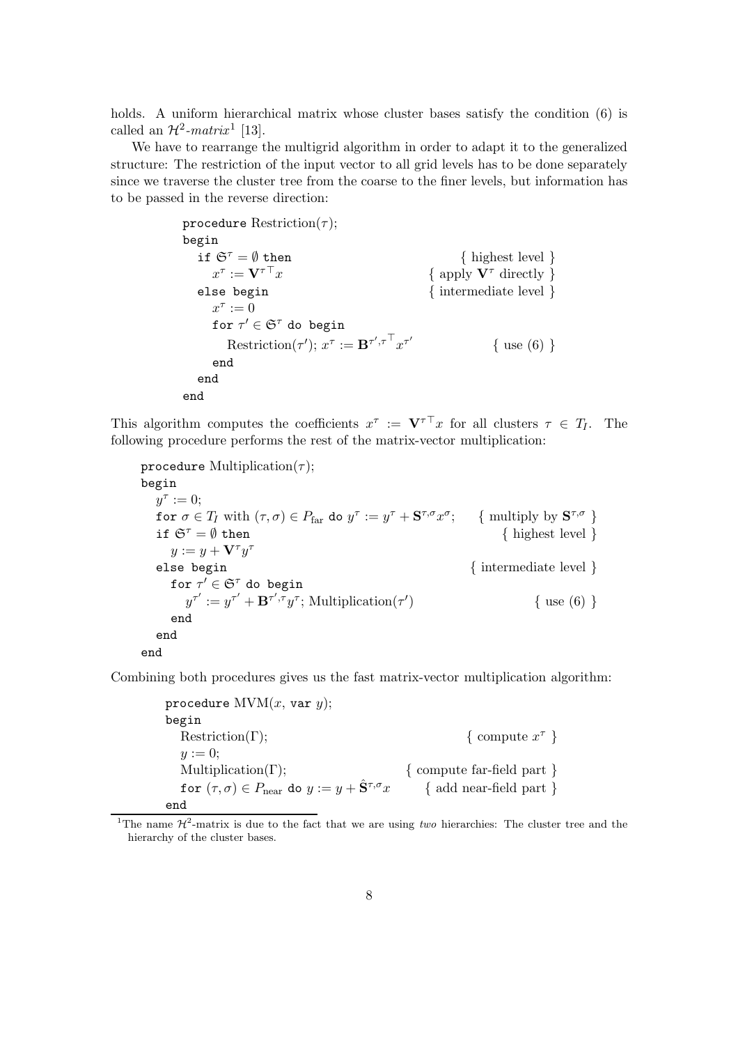holds. A uniform hierarchical matrix whose cluster bases satisfy the condition (6) is called an $\mathcal{H}^2$-*matrix*[1] [13].

We have to rearrange the multigrid algorithm in order to adapt it to the generalized structure: The restriction of the input vector to all grid levels has to be done separately since we traverse the cluster tree from the coarse to the finer levels, but information has to be passed in the reverse direction:

```
procedure Restriction(τ);
begin
  if S^τ = ∅ then                                  { highest level }
    x^τ := V^τ⊤ x                                  { apply V^τ directly }
  else begin                                       { intermediate level }
    x^τ := 0
    for τ' ∈ S^τ do begin
      Restriction(τ'); x^τ := B^{τ',τ}⊤ x^τ'       { use (6) }
    end
  end
end
```

This algorithm computes the coefficients $x^\tau := \mathbf{V}^{\tau\top} x$ for all clusters $\tau \in T_I$. The following procedure performs the rest of the matrix-vector multiplication:

```
procedure Multiplication(τ);
begin
  y^τ := 0;
  for σ ∈ T_I with (τ,σ) ∈ P_far do y^τ := y^τ + S^{τ,σ} x^σ;   { multiply by S^{τ,σ} }
  if S^τ = ∅ then                                               { highest level }
    y := y + V^τ y^τ
  else begin                                                    { intermediate level }
    for τ' ∈ S^τ do begin
      y^τ' := y^τ' + B^{τ',τ} y^τ; Multiplication(τ')           { use (6) }
    end
  end
end
```

Combining both procedures gives us the fast matrix-vector multiplication algorithm:

```
procedure MVM(x, var y);
begin
  Restriction(Γ);                                  { compute x^τ }
  y := 0;
  Multiplication(Γ);                               { compute far-field part }
  for (τ,σ) ∈ P_near do y := y + Ŝ^{τ,σ} x         { add near-field part }
end
```

[1] The name $\mathcal{H}^2$-matrix is due to the fact that we are using *two* hierarchies: The cluster tree and the hierarchy of the cluster bases.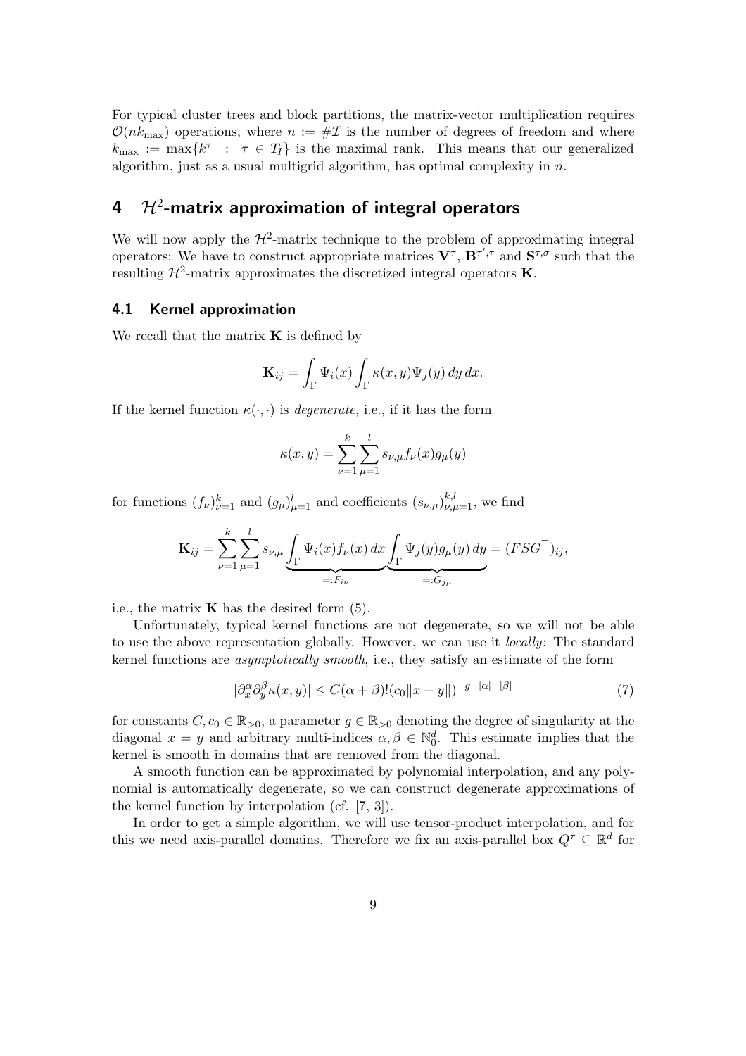For typical cluster trees and block partitions, the matrix-vector multiplication requires $\mathcal{O}(nk_{\max})$ operations, where $n := \#\mathcal{I}$ is the number of degrees of freedom and where $k_{\max} := \max\{k^\tau \ : \ \tau \in T_I\}$ is the maximal rank. This means that our generalized algorithm, just as a usual multigrid algorithm, has optimal complexity in $n$.

## 4 $\mathcal{H}^2$-matrix approximation of integral operators

We will now apply the $\mathcal{H}^2$-matrix technique to the problem of approximating integral operators: We have to construct appropriate matrices $\mathbf{V}^\tau$, $\mathbf{B}^{\tau',\tau}$ and $\mathbf{S}^{\tau,\sigma}$ such that the resulting $\mathcal{H}^2$-matrix approximates the discretized integral operators $\mathbf{K}$.

### 4.1 Kernel approximation

We recall that the matrix $\mathbf{K}$ is defined by

$$\mathbf{K}_{ij} = \int_\Gamma \Psi_i(x) \int_\Gamma \kappa(x,y) \Psi_j(y)\, dy\, dx.$$

If the kernel function $\kappa(\cdot,\cdot)$ is *degenerate*, i.e., if it has the form

$$\kappa(x,y) = \sum_{\nu=1}^{k} \sum_{\mu=1}^{l} s_{\nu,\mu} f_\nu(x) g_\mu(y)$$

for functions $(f_\nu)_{\nu=1}^k$ and $(g_\mu)_{\mu=1}^l$ and coefficients $(s_{\nu,\mu})_{\nu,\mu=1}^{k,l}$, we find

$$\mathbf{K}_{ij} = \sum_{\nu=1}^{k} \sum_{\mu=1}^{l} s_{\nu,\mu} \underbrace{\int_\Gamma \Psi_i(x) f_\nu(x)\, dx}_{=:F_{i\nu}} \underbrace{\int_\Gamma \Psi_j(y) g_\mu(y)\, dy}_{=:G_{j\mu}} = (FSG^\top)_{ij},$$

i.e., the matrix $\mathbf{K}$ has the desired form (5).

Unfortunately, typical kernel functions are not degenerate, so we will not be able to use the above representation globally. However, we can use it *locally*: The standard kernel functions are *asymptotically smooth*, i.e., they satisfy an estimate of the form

$$|\partial_x^\alpha \partial_y^\beta \kappa(x,y)| \leq C(\alpha+\beta)!(c_0\|x-y\|)^{-g-|\alpha|-|\beta|} \tag{7}$$

for constants $C, c_0 \in \mathbb{R}_{>0}$, a parameter $g \in \mathbb{R}_{>0}$ denoting the degree of singularity at the diagonal $x = y$ and arbitrary multi-indices $\alpha, \beta \in \mathbb{N}_0^d$. This estimate implies that the kernel is smooth in domains that are removed from the diagonal.

A smooth function can be approximated by polynomial interpolation, and any polynomial is automatically degenerate, so we can construct degenerate approximations of the kernel function by interpolation (cf. [7, 3]).

In order to get a simple algorithm, we will use tensor-product interpolation, and for this we need axis-parallel domains. Therefore we fix an axis-parallel box $Q^\tau \subseteq \mathbb{R}^d$ for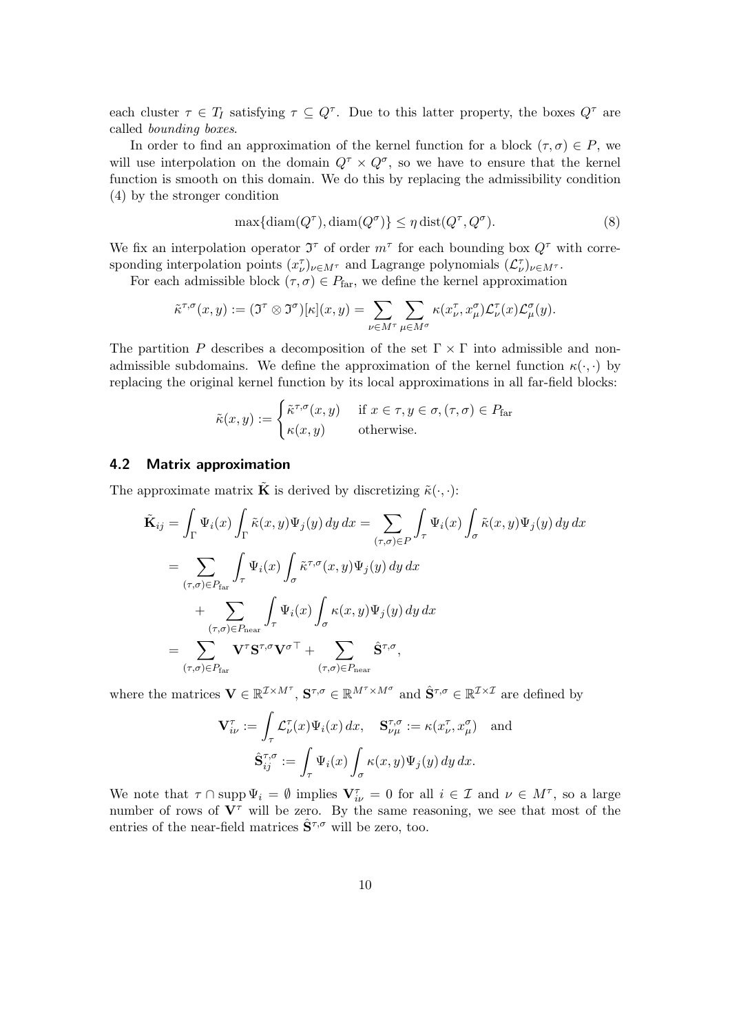each cluster $\tau \in T_I$ satisfying $\tau \subseteq Q^\tau$. Due to this latter property, the boxes $Q^\tau$ are called *bounding boxes*.

In order to find an approximation of the kernel function for a block $(\tau,\sigma) \in P$, we will use interpolation on the domain $Q^\tau \times Q^\sigma$, so we have to ensure that the kernel function is smooth on this domain. We do this by replacing the admissibility condition (4) by the stronger condition

$$\max\{\operatorname{diam}(Q^\tau), \operatorname{diam}(Q^\sigma)\} \le \eta \operatorname{dist}(Q^\tau, Q^\sigma). \tag{8}$$

We fix an interpolation operator $\mathfrak{I}^\tau$ of order $m^\tau$ for each bounding box $Q^\tau$ with corresponding interpolation points $(x^\tau_\nu)_{\nu\in M^\tau}$ and Lagrange polynomials $(\mathcal{L}^\tau_\nu)_{\nu\in M^\tau}$.

For each admissible block $(\tau,\sigma) \in P_{\text{far}}$, we define the kernel approximation

$$\tilde\kappa^{\tau,\sigma}(x,y) := (\mathfrak{I}^\tau \otimes \mathfrak{I}^\sigma)[\kappa](x,y) = \sum_{\nu\in M^\tau}\sum_{\mu\in M^\sigma} \kappa(x^\tau_\nu, x^\sigma_\mu)\mathcal{L}^\tau_\nu(x)\mathcal{L}^\sigma_\mu(y).$$

The partition $P$ describes a decomposition of the set $\Gamma\times\Gamma$ into admissible and non-admissible subdomains. We define the approximation of the kernel function $\kappa(\cdot,\cdot)$ by replacing the original kernel function by its local approximations in all far-field blocks:

$$\tilde\kappa(x,y) := \begin{cases} \tilde\kappa^{\tau,\sigma}(x,y) & \text{if } x\in\tau, y\in\sigma, (\tau,\sigma)\in P_{\text{far}} \\ \kappa(x,y) & \text{otherwise.}\end{cases}$$

## 4.2 Matrix approximation

The approximate matrix $\tilde{\mathbf{K}}$ is derived by discretizing $\tilde\kappa(\cdot,\cdot)$:

$$\begin{aligned}
\tilde{\mathbf{K}}_{ij} &= \int_\Gamma \Psi_i(x)\int_\Gamma \tilde\kappa(x,y)\Psi_j(y)\,dy\,dx = \sum_{(\tau,\sigma)\in P}\int_\tau \Psi_i(x)\int_\sigma \tilde\kappa(x,y)\Psi_j(y)\,dy\,dx \\
&= \sum_{(\tau,\sigma)\in P_{\text{far}}}\int_\tau \Psi_i(x)\int_\sigma \tilde\kappa^{\tau,\sigma}(x,y)\Psi_j(y)\,dy\,dx \\
&\quad + \sum_{(\tau,\sigma)\in P_{\text{near}}}\int_\tau \Psi_i(x)\int_\sigma \kappa(x,y)\Psi_j(y)\,dy\,dx \\
&= \sum_{(\tau,\sigma)\in P_{\text{far}}} \mathbf{V}^\tau\mathbf{S}^{\tau,\sigma}\mathbf{V}^{\sigma\top} + \sum_{(\tau,\sigma)\in P_{\text{near}}}\hat{\mathbf{S}}^{\tau,\sigma},
\end{aligned}$$

where the matrices $\mathbf{V}\in\mathbb{R}^{\mathcal{I}\times M^\tau}$, $\mathbf{S}^{\tau,\sigma}\in\mathbb{R}^{M^\tau\times M^\sigma}$ and $\hat{\mathbf{S}}^{\tau,\sigma}\in\mathbb{R}^{\mathcal{I}\times\mathcal{I}}$ are defined by

$$\mathbf{V}^\tau_{i\nu} := \int_\tau \mathcal{L}^\tau_\nu(x)\Psi_i(x)\,dx, \quad \mathbf{S}^{\tau,\sigma}_{\nu\mu} := \kappa(x^\tau_\nu, x^\sigma_\mu) \quad \text{and}$$
$$\hat{\mathbf{S}}^{\tau,\sigma}_{ij} := \int_\tau \Psi_i(x)\int_\sigma \kappa(x,y)\Psi_j(y)\,dy\,dx.$$

We note that $\tau\cap\operatorname{supp}\Psi_i = \emptyset$ implies $\mathbf{V}^\tau_{i\nu} = 0$ for all $i\in\mathcal{I}$ and $\nu\in M^\tau$, so a large number of rows of $\mathbf{V}^\tau$ will be zero. By the same reasoning, we see that most of the entries of the near-field matrices $\hat{\mathbf{S}}^{\tau,\sigma}$ will be zero, too.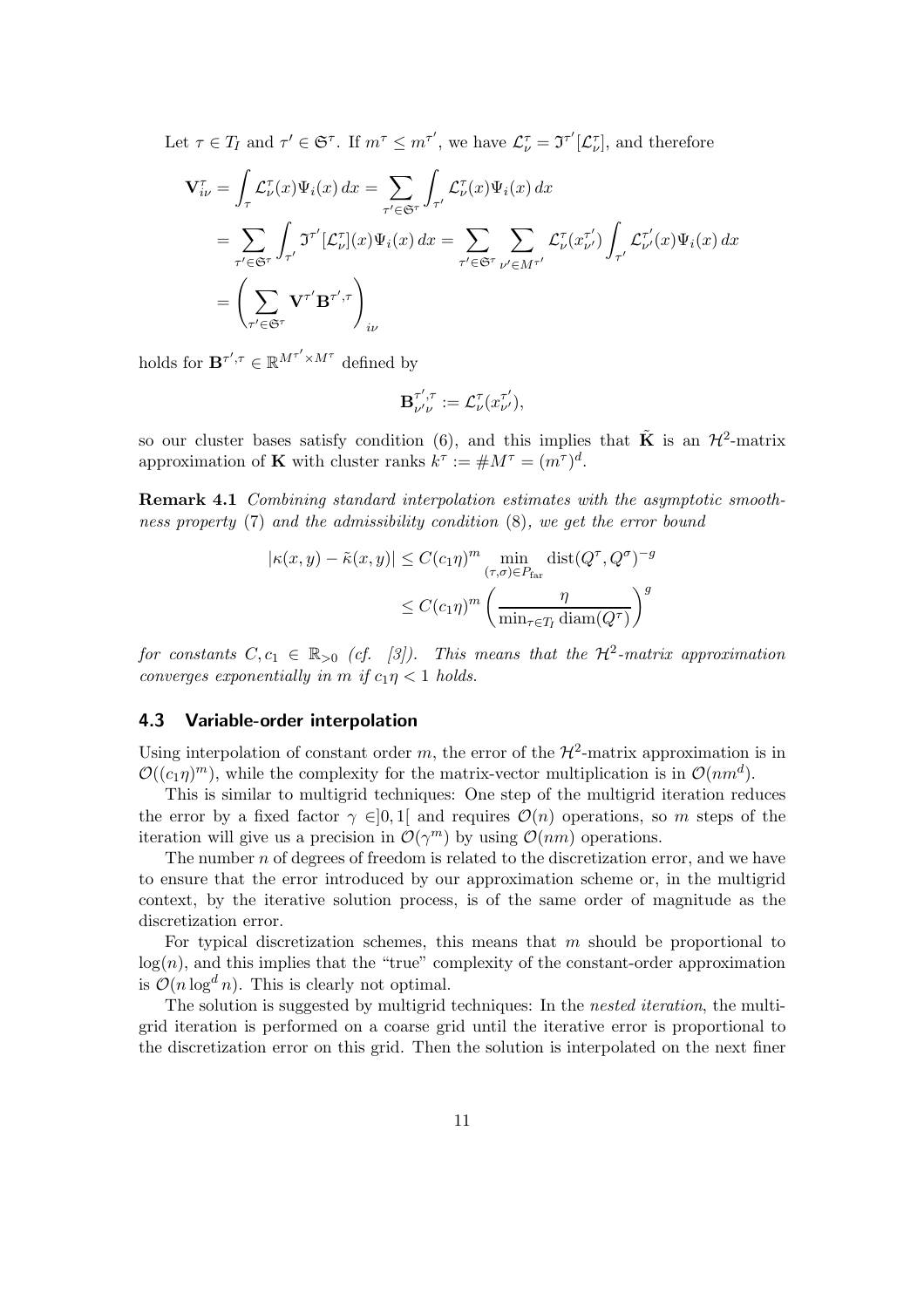Let $\tau \in T_I$ and $\tau' \in \mathfrak{S}^\tau$. If $m^\tau \leq m^{\tau'}$, we have $\mathcal{L}_\nu^\tau = \mathfrak{I}^{\tau'}[\mathcal{L}_\nu^\tau]$, and therefore

$$
\begin{aligned}
\mathbf{V}_{i\nu}^\tau &= \int_\tau \mathcal{L}_\nu^\tau(x)\Psi_i(x)\,dx = \sum_{\tau' \in \mathfrak{S}^\tau} \int_{\tau'} \mathcal{L}_\nu^\tau(x)\Psi_i(x)\,dx \\
&= \sum_{\tau' \in \mathfrak{S}^\tau} \int_{\tau'} \mathfrak{I}^{\tau'}[\mathcal{L}_\nu^\tau](x)\Psi_i(x)\,dx = \sum_{\tau' \in \mathfrak{S}^\tau} \sum_{\nu' \in M^{\tau'}} \mathcal{L}_\nu^\tau(x_{\nu'}^{\tau'}) \int_{\tau'} \mathcal{L}_{\nu'}^{\tau'}(x)\Psi_i(x)\,dx \\
&= \left( \sum_{\tau' \in \mathfrak{S}^\tau} \mathbf{V}^{\tau'} \mathbf{B}^{\tau',\tau} \right)_{i\nu}
\end{aligned}
$$

holds for $\mathbf{B}^{\tau',\tau} \in \mathbb{R}^{M^{\tau'} \times M^\tau}$ defined by

$$
\mathbf{B}_{\nu'\nu}^{\tau',\tau} := \mathcal{L}_\nu^\tau(x_{\nu'}^{\tau'}),
$$

so our cluster bases satisfy condition (6), and this implies that $\tilde{\mathbf{K}}$ is an $\mathcal{H}^2$-matrix approximation of $\mathbf{K}$ with cluster ranks $k^\tau := \#M^\tau = (m^\tau)^d$.

**Remark 4.1** *Combining standard interpolation estimates with the asymptotic smoothness property* (7) *and the admissibility condition* (8)*, we get the error bound*

$$
\begin{aligned}
|\kappa(x,y) - \tilde{\kappa}(x,y)| &\leq C(c_1\eta)^m \min_{(\tau,\sigma)\in P_{\text{far}}} \operatorname{dist}(Q^\tau, Q^\sigma)^{-g} \\
&\leq C(c_1\eta)^m \left( \frac{\eta}{\min_{\tau \in T_I} \operatorname{diam}(Q^\tau)} \right)^g
\end{aligned}
$$

*for constants $C, c_1 \in \mathbb{R}_{>0}$ (cf. [3]). This means that the $\mathcal{H}^2$-matrix approximation converges exponentially in $m$ if $c_1\eta < 1$ holds.*

### 4.3 Variable-order interpolation

Using interpolation of constant order $m$, the error of the $\mathcal{H}^2$-matrix approximation is in $\mathcal{O}((c_1\eta)^m)$, while the complexity for the matrix-vector multiplication is in $\mathcal{O}(nm^d)$.

This is similar to multigrid techniques: One step of the multigrid iteration reduces the error by a fixed factor $\gamma \in ]0,1[$ and requires $\mathcal{O}(n)$ operations, so $m$ steps of the iteration will give us a precision in $\mathcal{O}(\gamma^m)$ by using $\mathcal{O}(nm)$ operations.

The number $n$ of degrees of freedom is related to the discretization error, and we have to ensure that the error introduced by our approximation scheme or, in the multigrid context, by the iterative solution process, is of the same order of magnitude as the discretization error.

For typical discretization schemes, this means that $m$ should be proportional to $\log(n)$, and this implies that the "true" complexity of the constant-order approximation is $\mathcal{O}(n \log^d n)$. This is clearly not optimal.

The solution is suggested by multigrid techniques: In the *nested iteration*, the multigrid iteration is performed on a coarse grid until the iterative error is proportional to the discretization error on this grid. Then the solution is interpolated on the next finer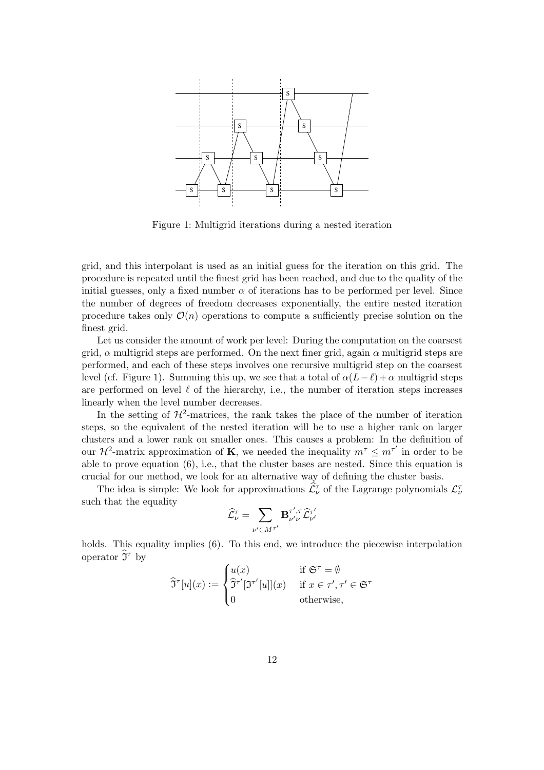Figure 1: Multigrid iterations during a nested iteration

grid, and this interpolant is used as an initial guess for the iteration on this grid. The procedure is repeated until the finest grid has been reached, and due to the quality of the initial guesses, only a fixed number $\alpha$ of iterations has to be performed per level. Since the number of degrees of freedom decreases exponentially, the entire nested iteration procedure takes only $\mathcal{O}(n)$ operations to compute a sufficiently precise solution on the finest grid.

Let us consider the amount of work per level: During the computation on the coarsest grid, $\alpha$ multigrid steps are performed. On the next finer grid, again $\alpha$ multigrid steps are performed, and each of these steps involves one recursive multigrid step on the coarsest level (cf. Figure 1). Summing this up, we see that a total of $\alpha(L-\ell)+\alpha$ multigrid steps are performed on level $\ell$ of the hierarchy, i.e., the number of iteration steps increases linearly when the level number decreases.

In the setting of $\mathcal{H}^2$-matrices, the rank takes the place of the number of iteration steps, so the equivalent of the nested iteration will be to use a higher rank on larger clusters and a lower rank on smaller ones. This causes a problem: In the definition of our $\mathcal{H}^2$-matrix approximation of $\mathbf{K}$, we needed the inequality $m^\tau \leq m^{\tau'}$ in order to be able to prove equation (6), i.e., that the cluster bases are nested. Since this equation is crucial for our method, we look for an alternative way of defining the cluster basis.

The idea is simple: We look for approximations $\widehat{\mathcal{L}}_\nu^\tau$ of the Lagrange polynomials $\mathcal{L}_\nu^\tau$ such that the equality

$$\widehat{\mathcal{L}}_\nu^\tau = \sum_{\nu' \in M^{\tau'}} \mathbf{B}_{\nu'\nu}^{\tau',\tau} \widehat{\mathcal{L}}_{\nu'}^{\tau'}$$

holds. This equality implies (6). To this end, we introduce the piecewise interpolation operator $\widehat{\mathfrak{I}}^\tau$ by

$$\widehat{\mathfrak{I}}^\tau[u](x) := \begin{cases} u(x) & \text{if } \mathfrak{S}^\tau = \emptyset \\ \widehat{\mathfrak{I}}^{\tau'}[\mathfrak{I}^{\tau'}[u]](x) & \text{if } x \in \tau', \tau' \in \mathfrak{S}^\tau \\ 0 & \text{otherwise,} \end{cases}$$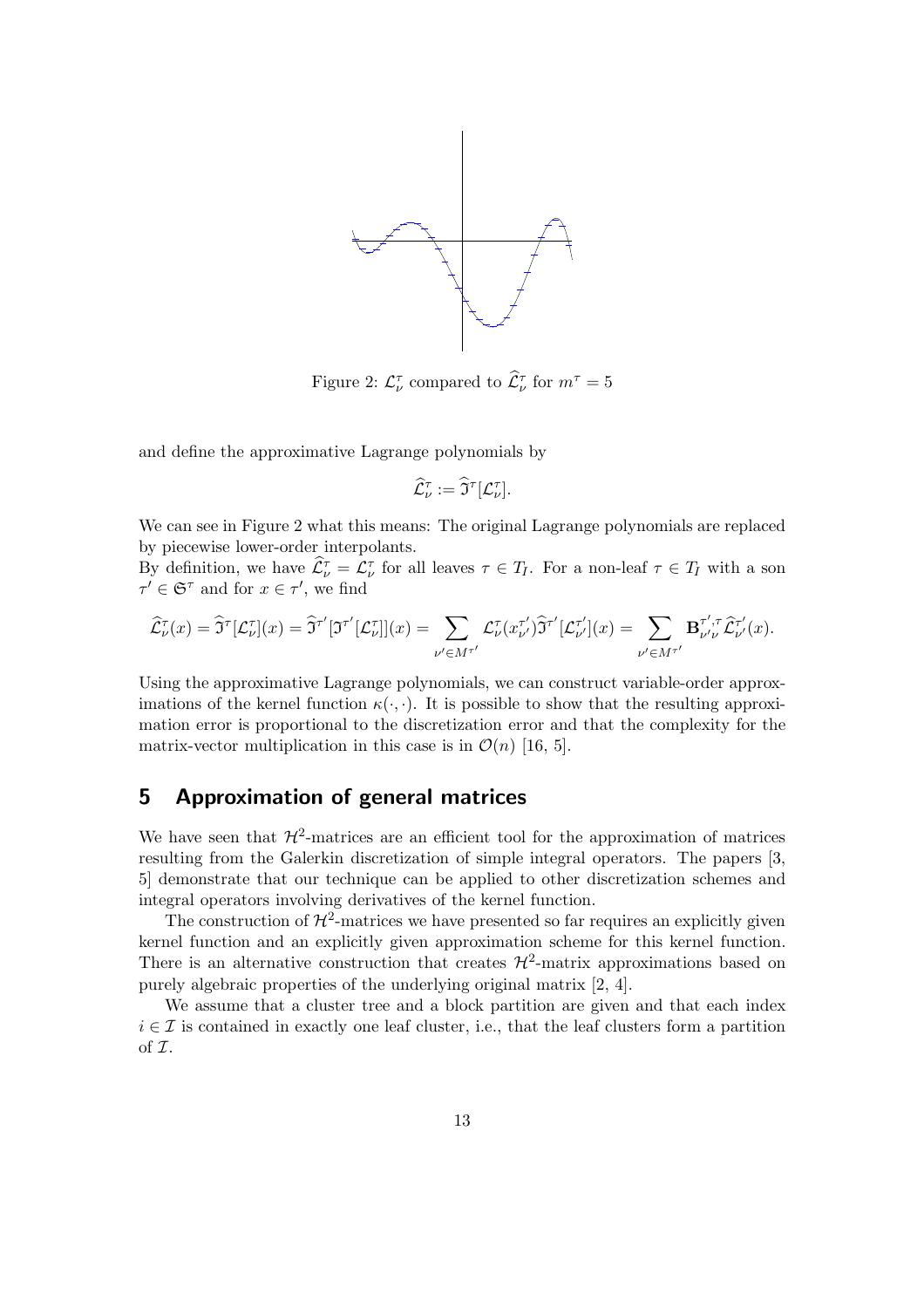Figure 2: $\mathcal{L}_\nu^\tau$ compared to $\widehat{\mathcal{L}}_\nu^\tau$ for $m^\tau = 5$

and define the approximative Lagrange polynomials by

$$\widehat{\mathcal{L}}_\nu^\tau := \widehat{\mathfrak{I}}^\tau[\mathcal{L}_\nu^\tau].$$

We can see in Figure 2 what this means: The original Lagrange polynomials are replaced by piecewise lower-order interpolants.

By definition, we have $\widehat{\mathcal{L}}_\nu^\tau = \mathcal{L}_\nu^\tau$ for all leaves $\tau \in T_I$. For a non-leaf $\tau \in T_I$ with a son $\tau' \in \mathfrak{S}^\tau$ and for $x \in \tau'$, we find

$$\widehat{\mathcal{L}}_\nu^\tau(x) = \widehat{\mathfrak{I}}^\tau[\mathcal{L}_\nu^\tau](x) = \widehat{\mathfrak{I}}^{\tau'}[\mathfrak{I}^{\tau'}[\mathcal{L}_\nu^\tau]](x) = \sum_{\nu' \in M^{\tau'}} \mathcal{L}_\nu^\tau(x_{\nu'}^{\tau'}) \widehat{\mathfrak{I}}^{\tau'}[\mathcal{L}_{\nu'}^{\tau'}](x) = \sum_{\nu' \in M^{\tau'}} \mathbf{B}_{\nu'\nu}^{\tau',\tau} \widehat{\mathcal{L}}_{\nu'}^{\tau'}(x).$$

Using the approximative Lagrange polynomials, we can construct variable-order approximations of the kernel function $\kappa(\cdot,\cdot)$. It is possible to show that the resulting approximation error is proportional to the discretization error and that the complexity for the matrix-vector multiplication in this case is in $\mathcal{O}(n)$ [16, 5].

## 5 Approximation of general matrices

We have seen that $\mathcal{H}^2$-matrices are an efficient tool for the approximation of matrices resulting from the Galerkin discretization of simple integral operators. The papers [3, 5] demonstrate that our technique can be applied to other discretization schemes and integral operators involving derivatives of the kernel function.

The construction of $\mathcal{H}^2$-matrices we have presented so far requires an explicitly given kernel function and an explicitly given approximation scheme for this kernel function. There is an alternative construction that creates $\mathcal{H}^2$-matrix approximations based on purely algebraic properties of the underlying original matrix [2, 4].

We assume that a cluster tree and a block partition are given and that each index $i \in \mathcal{I}$ is contained in exactly one leaf cluster, i.e., that the leaf clusters form a partition of $\mathcal{I}$.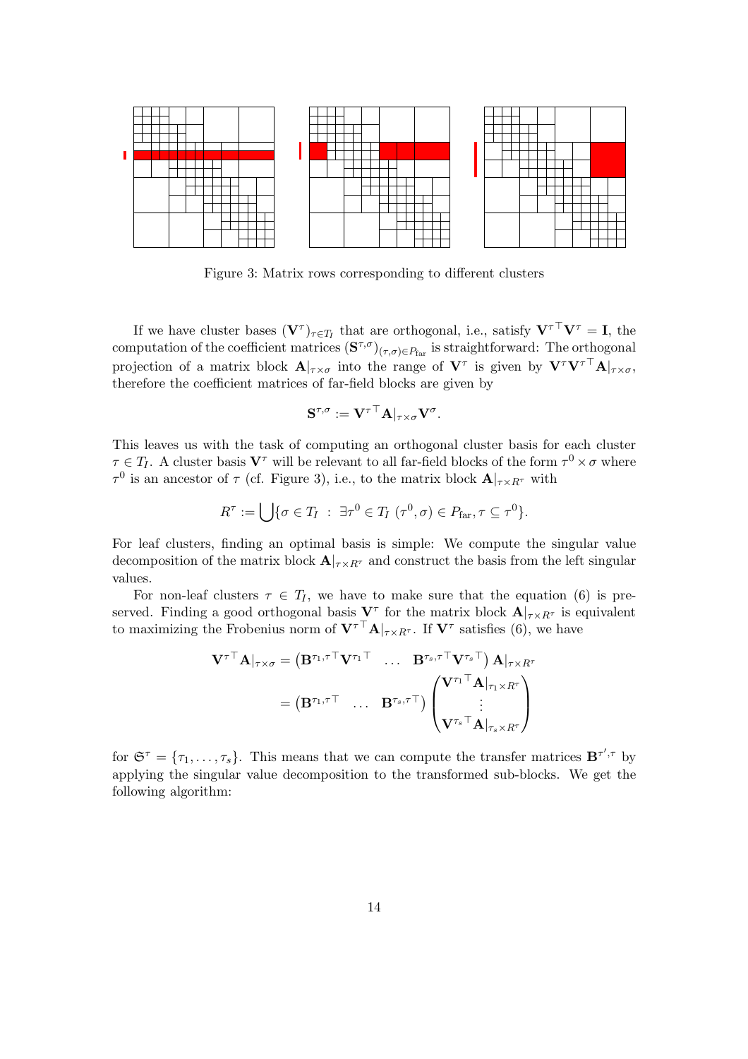Figure 3: Matrix rows corresponding to different clusters

If we have cluster bases $(\mathbf{V}^\tau)_{\tau\in T_I}$ that are orthogonal, i.e., satisfy ${\mathbf{V}^\tau}^\top \mathbf{V}^\tau = \mathbf{I}$, the computation of the coefficient matrices $(\mathbf{S}^{\tau,\sigma})_{(\tau,\sigma)\in P_{\text{far}}}$ is straightforward: The orthogonal projection of a matrix block $\mathbf{A}|_{\tau\times\sigma}$ into the range of $\mathbf{V}^\tau$ is given by $\mathbf{V}^\tau {\mathbf{V}^\tau}^\top \mathbf{A}|_{\tau\times\sigma}$, therefore the coefficient matrices of far-field blocks are given by

$$\mathbf{S}^{\tau,\sigma} := {\mathbf{V}^\tau}^\top \mathbf{A}|_{\tau\times\sigma}\mathbf{V}^\sigma.$$

This leaves us with the task of computing an orthogonal cluster basis for each cluster $\tau \in T_I$. A cluster basis $\mathbf{V}^\tau$ will be relevant to all far-field blocks of the form $\tau^0 \times \sigma$ where $\tau^0$ is an ancestor of $\tau$ (cf. Figure 3), i.e., to the matrix block $\mathbf{A}|_{\tau\times R^\tau}$ with

$$R^\tau := \bigcup\{\sigma \in T_I \ : \ \exists \tau^0 \in T_I \ (\tau^0,\sigma) \in P_{\text{far}}, \tau \subseteq \tau^0\}.$$

For leaf clusters, finding an optimal basis is simple: We compute the singular value decomposition of the matrix block $\mathbf{A}|_{\tau\times R^\tau}$ and construct the basis from the left singular values.

For non-leaf clusters $\tau \in T_I$, we have to make sure that the equation (6) is preserved. Finding a good orthogonal basis $\mathbf{V}^\tau$ for the matrix block $\mathbf{A}|_{\tau\times R^\tau}$ is equivalent to maximizing the Frobenius norm of ${\mathbf{V}^\tau}^\top \mathbf{A}|_{\tau\times R^\tau}$. If $\mathbf{V}^\tau$ satisfies (6), we have

$$\begin{aligned}
{\mathbf{V}^\tau}^\top \mathbf{A}|_{\tau\times\sigma} &= \begin{pmatrix} {\mathbf{B}^{\tau_1,\tau}}^\top {\mathbf{V}^{\tau_1}}^\top & \dots & {\mathbf{B}^{\tau_s,\tau}}^\top {\mathbf{V}^{\tau_s}}^\top \end{pmatrix} \mathbf{A}|_{\tau\times R^\tau} \\
&= \begin{pmatrix} {\mathbf{B}^{\tau_1,\tau}}^\top & \dots & {\mathbf{B}^{\tau_s,\tau}}^\top \end{pmatrix} \begin{pmatrix} {\mathbf{V}^{\tau_1}}^\top \mathbf{A}|_{\tau_1\times R^\tau} \\ \vdots \\ {\mathbf{V}^{\tau_s}}^\top \mathbf{A}|_{\tau_s\times R^\tau} \end{pmatrix}
\end{aligned}$$

for $\mathfrak{S}^\tau = \{\tau_1,\dots,\tau_s\}$. This means that we can compute the transfer matrices $\mathbf{B}^{\tau',\tau}$ by applying the singular value decomposition to the transformed sub-blocks. We get the following algorithm: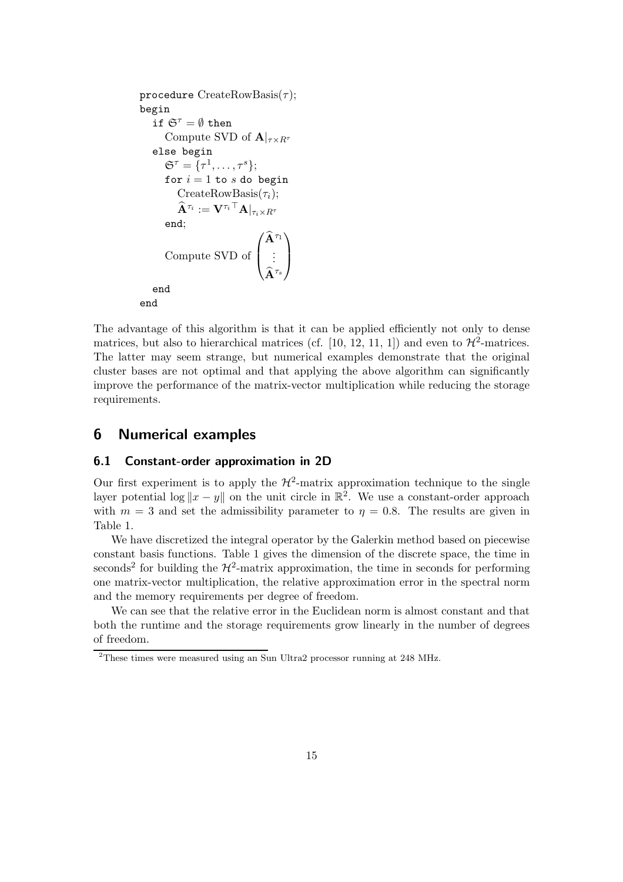```
procedure CreateRowBasis(τ);
begin
   if 𝔖^τ = ∅ then
      Compute SVD of A|_{τ×R^τ}
   else begin
      𝔖^τ = {τ^1, ..., τ^s};
      for i = 1 to s do begin
         CreateRowBasis(τ_i);
         Â^{τ_i} := V^{τ_i ⊤} A|_{τ_i×R^τ}
      end;
      Compute SVD of (Â^{τ_1}; ⋮ ; Â^{τ_s})
   end
end
```

The algorithm in mathematical notation:

- procedure CreateRowBasis($\tau$);
- begin
  - if $\mathfrak{S}^\tau = \emptyset$ then
    - Compute SVD of $\mathbf{A}|_{\tau\times R^\tau}$
  - else begin
    - $\mathfrak{S}^\tau = \{\tau^1, \ldots, \tau^s\}$;
    - for $i = 1$ to $s$ do begin
      - CreateRowBasis($\tau_i$);
      - $\widehat{\mathbf{A}}^{\tau_i} := {\mathbf{V}^{\tau_i}}^\top \mathbf{A}|_{\tau_i \times R^\tau}$
    - end;
    - Compute SVD of $\begin{pmatrix} \widehat{\mathbf{A}}^{\tau_1} \\ \vdots \\ \widehat{\mathbf{A}}^{\tau_s} \end{pmatrix}$
  - end
- end

The advantage of this algorithm is that it can be applied efficiently not only to dense matrices, but also to hierarchical matrices (cf. [10, 12, 11, 1]) and even to $\mathcal{H}^2$-matrices. The latter may seem strange, but numerical examples demonstrate that the original cluster bases are not optimal and that applying the above algorithm can significantly improve the performance of the matrix-vector multiplication while reducing the storage requirements.

## 6 Numerical examples

### 6.1 Constant-order approximation in 2D

Our first experiment is to apply the $\mathcal{H}^2$-matrix approximation technique to the single layer potential $\log \|x - y\|$ on the unit circle in $\mathbb{R}^2$. We use a constant-order approach with $m = 3$ and set the admissibility parameter to $\eta = 0.8$. The results are given in Table 1.

We have discretized the integral operator by the Galerkin method based on piecewise constant basis functions. Table 1 gives the dimension of the discrete space, the time in seconds[2] for building the $\mathcal{H}^2$-matrix approximation, the time in seconds for performing one matrix-vector multiplication, the relative approximation error in the spectral norm and the memory requirements per degree of freedom.

We can see that the relative error in the Euclidean norm is almost constant and that both the runtime and the storage requirements grow linearly in the number of degrees of freedom.

[2] These times were measured using an Sun Ultra2 processor running at 248 MHz.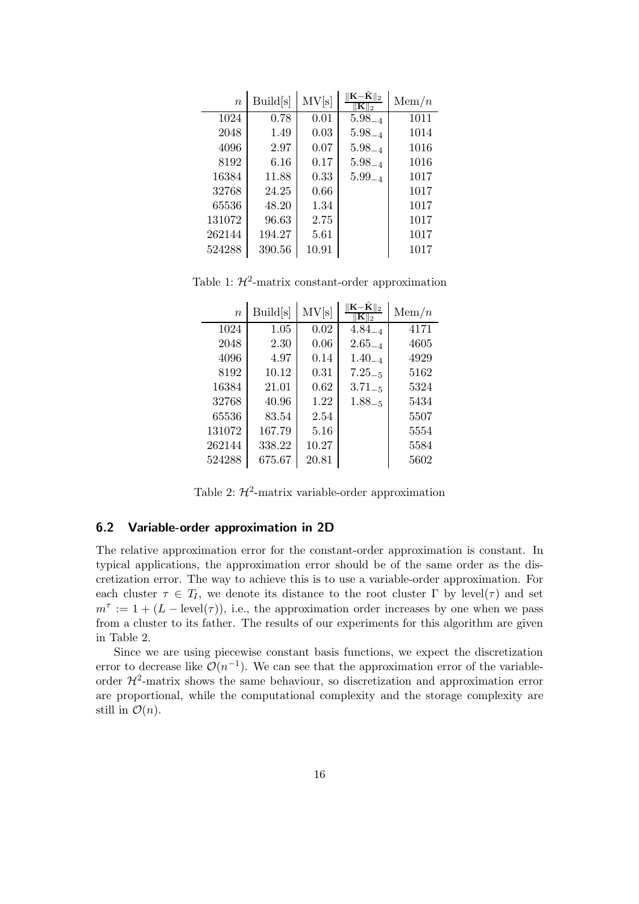| $n$ | Build[s] | MV[s] | $\frac{\|\mathbf{K}-\tilde{\mathbf{K}}\|_2}{\|\mathbf{K}\|_2}$ | Mem/$n$ |
|---|---|---|---|---|
| 1024 | 0.78 | 0.01 | $5.98_{-4}$ | 1011 |
| 2048 | 1.49 | 0.03 | $5.98_{-4}$ | 1014 |
| 4096 | 2.97 | 0.07 | $5.98_{-4}$ | 1016 |
| 8192 | 6.16 | 0.17 | $5.98_{-4}$ | 1016 |
| 16384 | 11.88 | 0.33 | $5.99_{-4}$ | 1017 |
| 32768 | 24.25 | 0.66 | | 1017 |
| 65536 | 48.20 | 1.34 | | 1017 |
| 131072 | 96.63 | 2.75 | | 1017 |
| 262144 | 194.27 | 5.61 | | 1017 |
| 524288 | 390.56 | 10.91 | | 1017 |

Table 1: $\mathcal{H}^2$-matrix constant-order approximation

| $n$ | Build[s] | MV[s] | $\frac{\|\mathbf{K}-\tilde{\mathbf{K}}\|_2}{\|\mathbf{K}\|_2}$ | Mem/$n$ |
|---|---|---|---|---|
| 1024 | 1.05 | 0.02 | $4.84_{-4}$ | 4171 |
| 2048 | 2.30 | 0.06 | $2.65_{-4}$ | 4605 |
| 4096 | 4.97 | 0.14 | $1.40_{-4}$ | 4929 |
| 8192 | 10.12 | 0.31 | $7.25_{-5}$ | 5162 |
| 16384 | 21.01 | 0.62 | $3.71_{-5}$ | 5324 |
| 32768 | 40.96 | 1.22 | $1.88_{-5}$ | 5434 |
| 65536 | 83.54 | 2.54 | | 5507 |
| 131072 | 167.79 | 5.16 | | 5554 |
| 262144 | 338.22 | 10.27 | | 5584 |
| 524288 | 675.67 | 20.81 | | 5602 |

Table 2: $\mathcal{H}^2$-matrix variable-order approximation

### 6.2 Variable-order approximation in 2D

The relative approximation error for the constant-order approximation is constant. In typical applications, the approximation error should be of the same order as the discretization error. The way to achieve this is to use a variable-order approximation. For each cluster $\tau \in T_I$, we denote its distance to the root cluster $\Gamma$ by level($\tau$) and set $m^\tau := 1 + (L - \text{level}(\tau))$, i.e., the approximation order increases by one when we pass from a cluster to its father. The results of our experiments for this algorithm are given in Table 2.

Since we are using piecewise constant basis functions, we expect the discretization error to decrease like $\mathcal{O}(n^{-1})$. We can see that the approximation error of the variable-order $\mathcal{H}^2$-matrix shows the same behaviour, so discretization and approximation error are proportional, while the computational complexity and the storage complexity are still in $\mathcal{O}(n)$.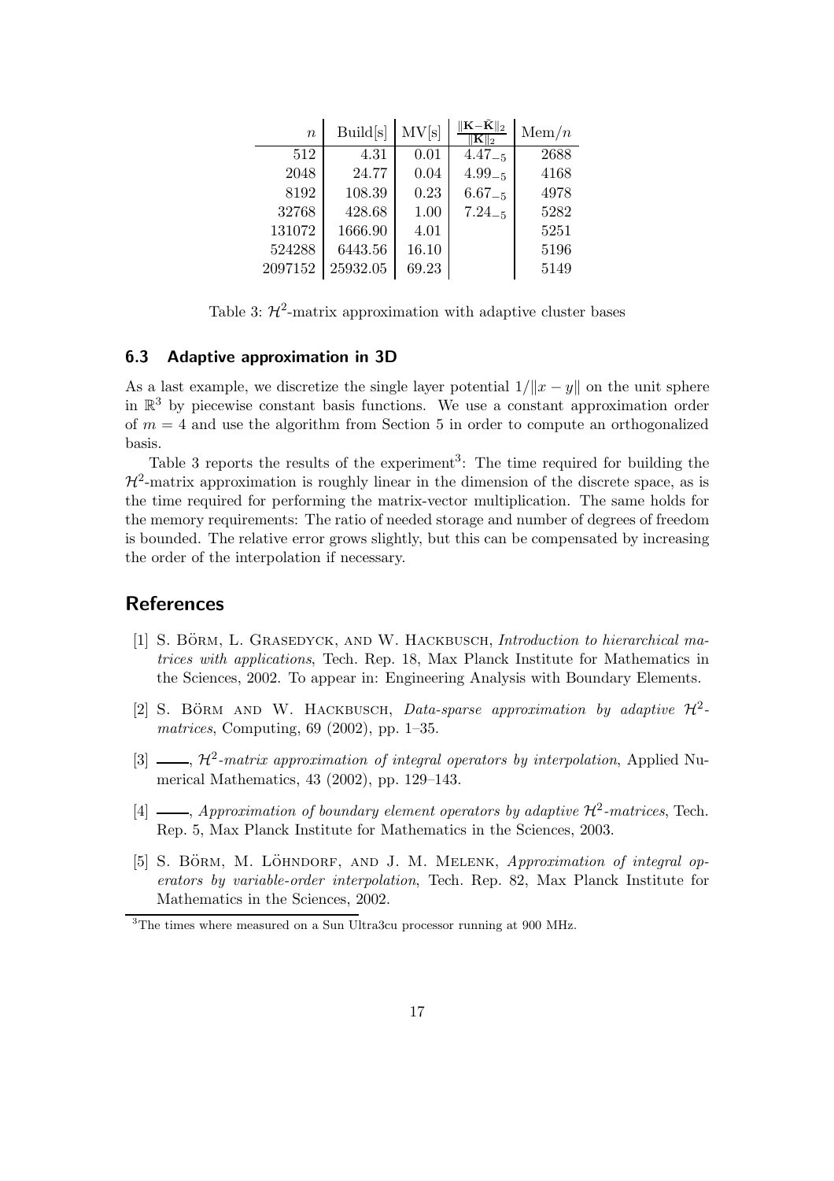| $n$ | Build[s] | MV[s] | $\frac{\lVert\mathbf{K}-\tilde{\mathbf{K}}\rVert_2}{\lVert\mathbf{K}\rVert_2}$ | Mem/$n$ |
|---|---|---|---|---|
| 512 | 4.31 | 0.01 | $4.47_{-5}$ | 2688 |
| 2048 | 24.77 | 0.04 | $4.99_{-5}$ | 4168 |
| 8192 | 108.39 | 0.23 | $6.67_{-5}$ | 4978 |
| 32768 | 428.68 | 1.00 | $7.24_{-5}$ | 5282 |
| 131072 | 1666.90 | 4.01 | | 5251 |
| 524288 | 6443.56 | 16.10 | | 5196 |
| 2097152 | 25932.05 | 69.23 | | 5149 |

Table 3: $\mathcal{H}^2$-matrix approximation with adaptive cluster bases

### 6.3 Adaptive approximation in 3D

As a last example, we discretize the single layer potential $1/\|x-y\|$ on the unit sphere in $\mathbb{R}^3$ by piecewise constant basis functions. We use a constant approximation order of $m = 4$ and use the algorithm from Section 5 in order to compute an orthogonalized basis.

Table 3 reports the results of the experiment[3]: The time required for building the $\mathcal{H}^2$-matrix approximation is roughly linear in the dimension of the discrete space, as is the time required for performing the matrix-vector multiplication. The same holds for the memory requirements: The ratio of needed storage and number of degrees of freedom is bounded. The relative error grows slightly, but this can be compensated by increasing the order of the interpolation if necessary.

## References

[1] S. Börm, L. Grasedyck, and W. Hackbusch, *Introduction to hierarchical matrices with applications*, Tech. Rep. 18, Max Planck Institute for Mathematics in the Sciences, 2002. To appear in: Engineering Analysis with Boundary Elements.

[2] S. Börm and W. Hackbusch, *Data-sparse approximation by adaptive $\mathcal{H}^2$-matrices*, Computing, 69 (2002), pp. 1–35.

[3] ——, *$\mathcal{H}^2$-matrix approximation of integral operators by interpolation*, Applied Numerical Mathematics, 43 (2002), pp. 129–143.

[4] ——, *Approximation of boundary element operators by adaptive $\mathcal{H}^2$-matrices*, Tech. Rep. 5, Max Planck Institute for Mathematics in the Sciences, 2003.

[5] S. Börm, M. Löhndorf, and J. M. Melenk, *Approximation of integral operators by variable-order interpolation*, Tech. Rep. 82, Max Planck Institute for Mathematics in the Sciences, 2002.

[3] The times where measured on a Sun Ultra3cu processor running at 900 MHz.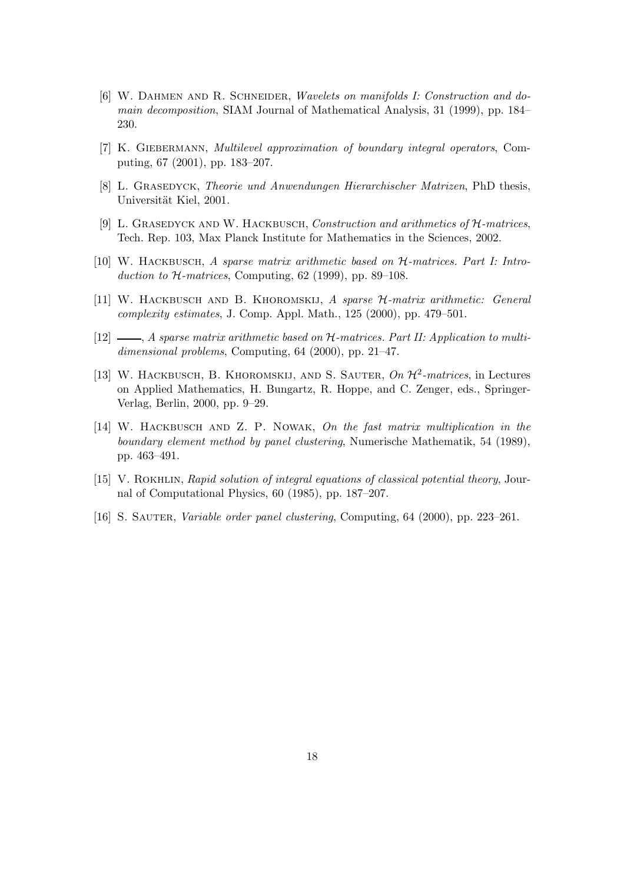[6] W. Dahmen and R. Schneider, *Wavelets on manifolds I: Construction and domain decomposition*, SIAM Journal of Mathematical Analysis, 31 (1999), pp. 184–230.

[7] K. Giebermann, *Multilevel approximation of boundary integral operators*, Computing, 67 (2001), pp. 183–207.

[8] L. Grasedyck, *Theorie und Anwendungen Hierarchischer Matrizen*, PhD thesis, Universität Kiel, 2001.

[9] L. Grasedyck and W. Hackbusch, *Construction and arithmetics of $\mathcal{H}$-matrices*, Tech. Rep. 103, Max Planck Institute for Mathematics in the Sciences, 2002.

[10] W. Hackbusch, *A sparse matrix arithmetic based on $\mathcal{H}$-matrices. Part I: Introduction to $\mathcal{H}$-matrices*, Computing, 62 (1999), pp. 89–108.

[11] W. Hackbusch and B. Khoromskij, *A sparse $\mathcal{H}$-matrix arithmetic: General complexity estimates*, J. Comp. Appl. Math., 125 (2000), pp. 479–501.

[12] ——, *A sparse matrix arithmetic based on $\mathcal{H}$-matrices. Part II: Application to multi-dimensional problems*, Computing, 64 (2000), pp. 21–47.

[13] W. Hackbusch, B. Khoromskij, and S. Sauter, *On $\mathcal{H}^2$-matrices*, in Lectures on Applied Mathematics, H. Bungartz, R. Hoppe, and C. Zenger, eds., Springer-Verlag, Berlin, 2000, pp. 9–29.

[14] W. Hackbusch and Z. P. Nowak, *On the fast matrix multiplication in the boundary element method by panel clustering*, Numerische Mathematik, 54 (1989), pp. 463–491.

[15] V. Rokhlin, *Rapid solution of integral equations of classical potential theory*, Journal of Computational Physics, 60 (1985), pp. 187–207.

[16] S. Sauter, *Variable order panel clustering*, Computing, 64 (2000), pp. 223–261.